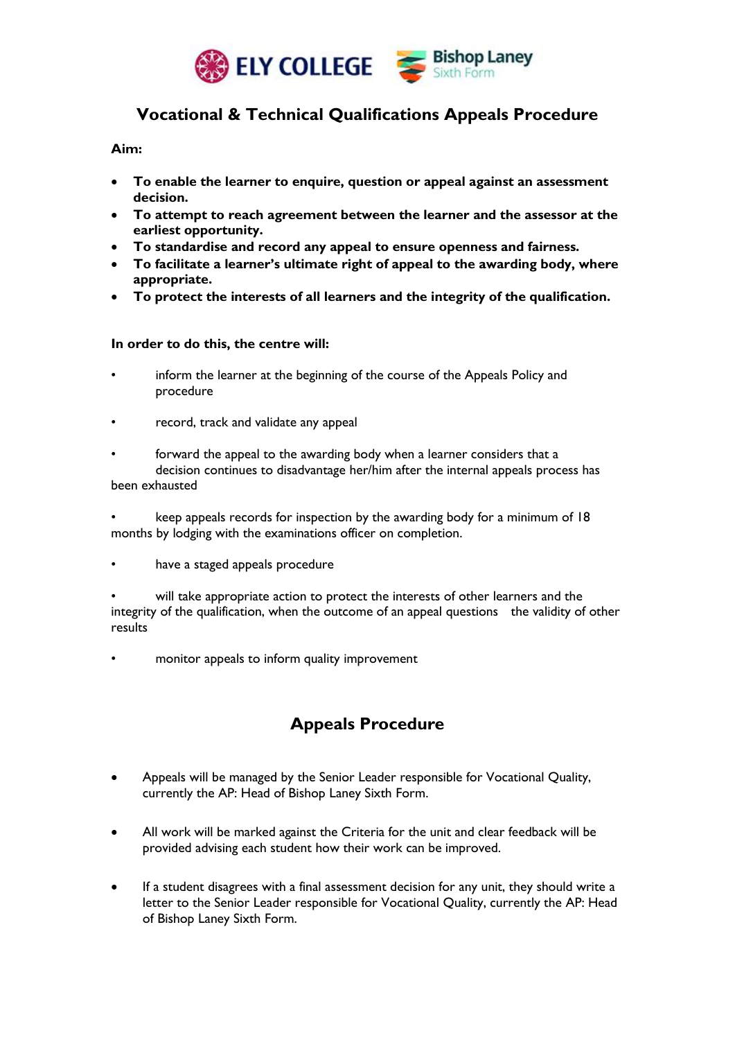ELY COLLEGE Bishop Laney Sixth Form

# Vocational & Technical Qualifications Appeals Procedure

**Aim:**

- **To enable the learner to enquire, question or appeal against an assessment decision.**
- **To attempt to reach agreement between the learner and the assessor at the earliest opportunity.**
- **To standardise and record any appeal to ensure openness and fairness.**
- **To facilitate a learner's ultimate right of appeal to the awarding body, where appropriate.**
- **To protect the interests of all learners and the integrity of the qualification.**

**In order to do this, the centre will:**

- inform the learner at the beginning of the course of the Appeals Policy and procedure
- record, track and validate any appeal
- forward the appeal to the awarding body when a learner considers that a decision continues to disadvantage her/him after the internal appeals process has been exhausted
- keep appeals records for inspection by the awarding body for a minimum of 18 months by lodging with the examinations officer on completion.
- have a staged appeals procedure
- will take appropriate action to protect the interests of other learners and the integrity of the qualification, when the outcome of an appeal questions the validity of other results
- monitor appeals to inform quality improvement

## Appeals Procedure

- Appeals will be managed by the Senior Leader responsible for Vocational Quality, currently the AP: Head of Bishop Laney Sixth Form.
- All work will be marked against the Criteria for the unit and clear feedback will be provided advising each student how their work can be improved.
- If a student disagrees with a final assessment decision for any unit, they should write a letter to the Senior Leader responsible for Vocational Quality, currently the AP: Head of Bishop Laney Sixth Form.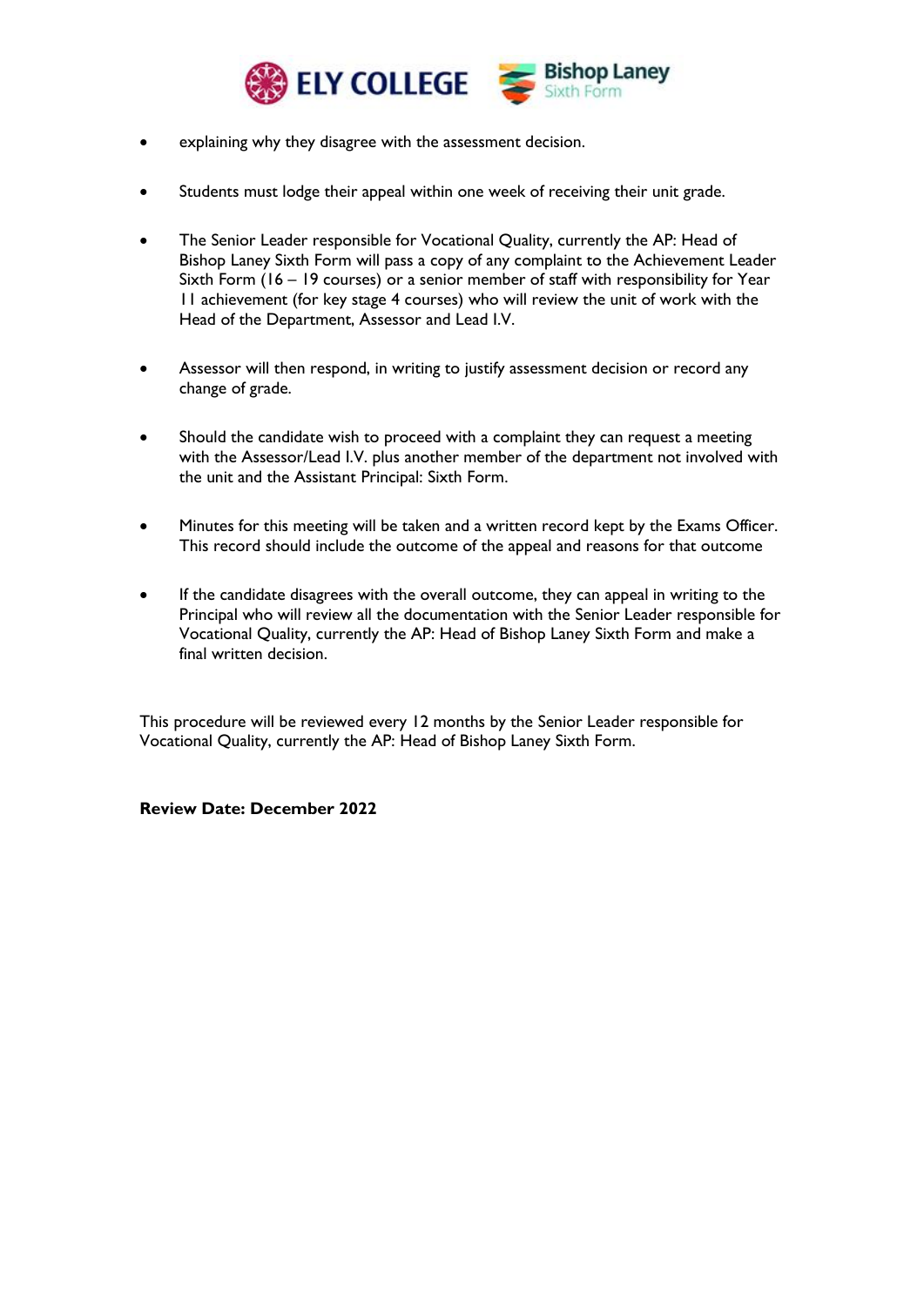- explaining why they disagree with the assessment decision.

- Students must lodge their appeal within one week of receiving their unit grade.

- The Senior Leader responsible for Vocational Quality, currently the AP: Head of Bishop Laney Sixth Form will pass a copy of any complaint to the Achievement Leader Sixth Form (16 – 19 courses) or a senior member of staff with responsibility for Year 11 achievement (for key stage 4 courses) who will review the unit of work with the Head of the Department, Assessor and Lead I.V.

- Assessor will then respond, in writing to justify assessment decision or record any change of grade.

- Should the candidate wish to proceed with a complaint they can request a meeting with the Assessor/Lead I.V. plus another member of the department not involved with the unit and the Assistant Principal: Sixth Form.

- Minutes for this meeting will be taken and a written record kept by the Exams Officer. This record should include the outcome of the appeal and reasons for that outcome

- If the candidate disagrees with the overall outcome, they can appeal in writing to the Principal who will review all the documentation with the Senior Leader responsible for Vocational Quality, currently the AP: Head of Bishop Laney Sixth Form and make a final written decision.

This procedure will be reviewed every 12 months by the Senior Leader responsible for Vocational Quality, currently the AP: Head of Bishop Laney Sixth Form.

**Review Date: December 2022**